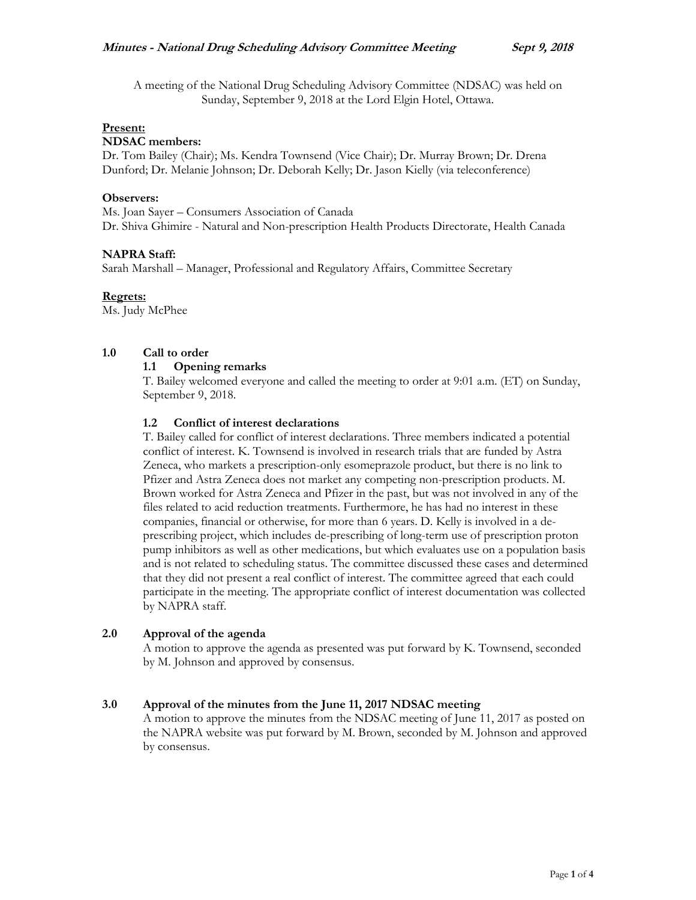A meeting of the National Drug Scheduling Advisory Committee (NDSAC) was held on Sunday, September 9, 2018 at the Lord Elgin Hotel, Ottawa.

**Present:**

**NDSAC members:**

Dr. Tom Bailey (Chair); Ms. Kendra Townsend (Vice Chair); Dr. Murray Brown; Dr. Drena Dunford; Dr. Melanie Johnson; Dr. Deborah Kelly; Dr. Jason Kielly (via teleconference)

**Observers:**

Ms. Joan Sayer – Consumers Association of Canada
Dr. Shiva Ghimire - Natural and Non-prescription Health Products Directorate, Health Canada

**NAPRA Staff:**

Sarah Marshall – Manager, Professional and Regulatory Affairs, Committee Secretary

**Regrets:**

Ms. Judy McPhee

## 1.0 Call to order

### 1.1 Opening remarks

T. Bailey welcomed everyone and called the meeting to order at 9:01 a.m. (ET) on Sunday, September 9, 2018.

### 1.2 Conflict of interest declarations

T. Bailey called for conflict of interest declarations. Three members indicated a potential conflict of interest. K. Townsend is involved in research trials that are funded by Astra Zeneca, who markets a prescription-only esomeprazole product, but there is no link to Pfizer and Astra Zeneca does not market any competing non-prescription products. M. Brown worked for Astra Zeneca and Pfizer in the past, but was not involved in any of the files related to acid reduction treatments. Furthermore, he has had no interest in these companies, financial or otherwise, for more than 6 years. D. Kelly is involved in a de-prescribing project, which includes de-prescribing of long-term use of prescription proton pump inhibitors as well as other medications, but which evaluates use on a population basis and is not related to scheduling status. The committee discussed these cases and determined that they did not present a real conflict of interest. The committee agreed that each could participate in the meeting. The appropriate conflict of interest documentation was collected by NAPRA staff.

## 2.0 Approval of the agenda

A motion to approve the agenda as presented was put forward by K. Townsend, seconded by M. Johnson and approved by consensus.

## 3.0 Approval of the minutes from the June 11, 2017 NDSAC meeting

A motion to approve the minutes from the NDSAC meeting of June 11, 2017 as posted on the NAPRA website was put forward by M. Brown, seconded by M. Johnson and approved by consensus.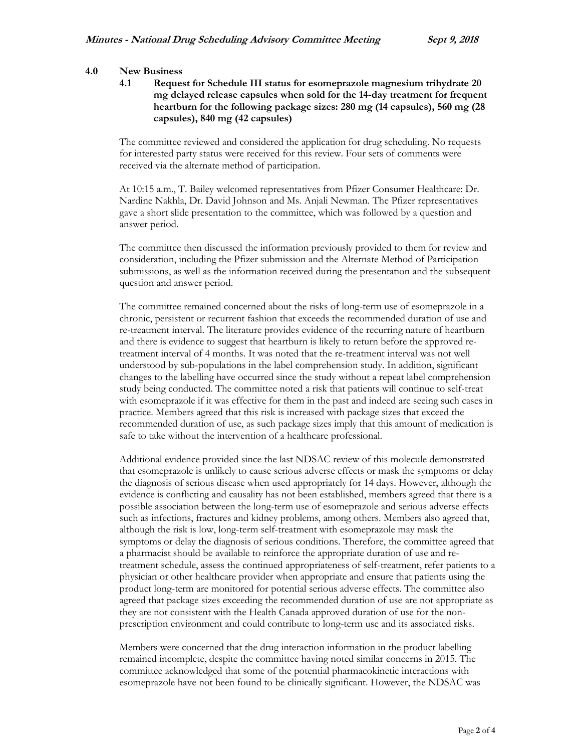## 4.0 New Business

### 4.1 Request for Schedule III status for esomeprazole magnesium trihydrate 20 mg delayed release capsules when sold for the 14-day treatment for frequent heartburn for the following package sizes: 280 mg (14 capsules), 560 mg (28 capsules), 840 mg (42 capsules)

The committee reviewed and considered the application for drug scheduling. No requests for interested party status were received for this review. Four sets of comments were received via the alternate method of participation.

At 10:15 a.m., T. Bailey welcomed representatives from Pfizer Consumer Healthcare: Dr. Nardine Nakhla, Dr. David Johnson and Ms. Anjali Newman. The Pfizer representatives gave a short slide presentation to the committee, which was followed by a question and answer period.

The committee then discussed the information previously provided to them for review and consideration, including the Pfizer submission and the Alternate Method of Participation submissions, as well as the information received during the presentation and the subsequent question and answer period.

The committee remained concerned about the risks of long-term use of esomeprazole in a chronic, persistent or recurrent fashion that exceeds the recommended duration of use and re-treatment interval. The literature provides evidence of the recurring nature of heartburn and there is evidence to suggest that heartburn is likely to return before the approved re-treatment interval of 4 months. It was noted that the re-treatment interval was not well understood by sub-populations in the label comprehension study. In addition, significant changes to the labelling have occurred since the study without a repeat label comprehension study being conducted. The committee noted a risk that patients will continue to self-treat with esomeprazole if it was effective for them in the past and indeed are seeing such cases in practice. Members agreed that this risk is increased with package sizes that exceed the recommended duration of use, as such package sizes imply that this amount of medication is safe to take without the intervention of a healthcare professional.

Additional evidence provided since the last NDSAC review of this molecule demonstrated that esomeprazole is unlikely to cause serious adverse effects or mask the symptoms or delay the diagnosis of serious disease when used appropriately for 14 days. However, although the evidence is conflicting and causality has not been established, members agreed that there is a possible association between the long-term use of esomeprazole and serious adverse effects such as infections, fractures and kidney problems, among others. Members also agreed that, although the risk is low, long-term self-treatment with esomeprazole may mask the symptoms or delay the diagnosis of serious conditions. Therefore, the committee agreed that a pharmacist should be available to reinforce the appropriate duration of use and re-treatment schedule, assess the continued appropriateness of self-treatment, refer patients to a physician or other healthcare provider when appropriate and ensure that patients using the product long-term are monitored for potential serious adverse effects. The committee also agreed that package sizes exceeding the recommended duration of use are not appropriate as they are not consistent with the Health Canada approved duration of use for the non-prescription environment and could contribute to long-term use and its associated risks.

Members were concerned that the drug interaction information in the product labelling remained incomplete, despite the committee having noted similar concerns in 2015. The committee acknowledged that some of the potential pharmacokinetic interactions with esomeprazole have not been found to be clinically significant. However, the NDSAC was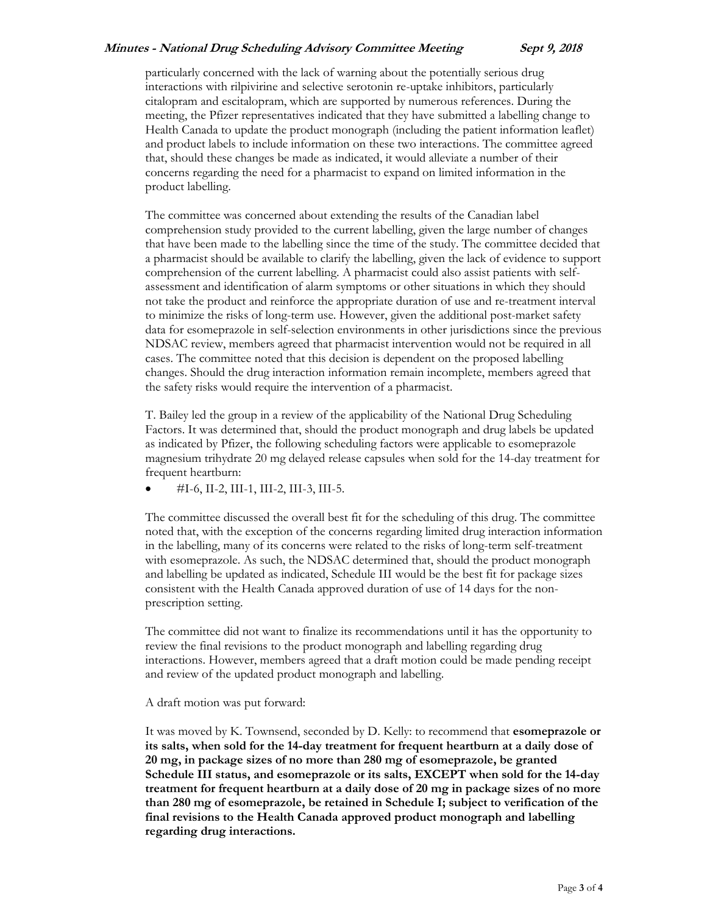particularly concerned with the lack of warning about the potentially serious drug interactions with rilpivirine and selective serotonin re-uptake inhibitors, particularly citalopram and escitalopram, which are supported by numerous references. During the meeting, the Pfizer representatives indicated that they have submitted a labelling change to Health Canada to update the product monograph (including the patient information leaflet) and product labels to include information on these two interactions. The committee agreed that, should these changes be made as indicated, it would alleviate a number of their concerns regarding the need for a pharmacist to expand on limited information in the product labelling.

The committee was concerned about extending the results of the Canadian label comprehension study provided to the current labelling, given the large number of changes that have been made to the labelling since the time of the study. The committee decided that a pharmacist should be available to clarify the labelling, given the lack of evidence to support comprehension of the current labelling. A pharmacist could also assist patients with self-assessment and identification of alarm symptoms or other situations in which they should not take the product and reinforce the appropriate duration of use and re-treatment interval to minimize the risks of long-term use. However, given the additional post-market safety data for esomeprazole in self-selection environments in other jurisdictions since the previous NDSAC review, members agreed that pharmacist intervention would not be required in all cases. The committee noted that this decision is dependent on the proposed labelling changes. Should the drug interaction information remain incomplete, members agreed that the safety risks would require the intervention of a pharmacist.

T. Bailey led the group in a review of the applicability of the National Drug Scheduling Factors. It was determined that, should the product monograph and drug labels be updated as indicated by Pfizer, the following scheduling factors were applicable to esomeprazole magnesium trihydrate 20 mg delayed release capsules when sold for the 14-day treatment for frequent heartburn:

- #I-6, II-2, III-1, III-2, III-3, III-5.

The committee discussed the overall best fit for the scheduling of this drug. The committee noted that, with the exception of the concerns regarding limited drug interaction information in the labelling, many of its concerns were related to the risks of long-term self-treatment with esomeprazole. As such, the NDSAC determined that, should the product monograph and labelling be updated as indicated, Schedule III would be the best fit for package sizes consistent with the Health Canada approved duration of use of 14 days for the non-prescription setting.

The committee did not want to finalize its recommendations until it has the opportunity to review the final revisions to the product monograph and labelling regarding drug interactions. However, members agreed that a draft motion could be made pending receipt and review of the updated product monograph and labelling.

A draft motion was put forward:

It was moved by K. Townsend, seconded by D. Kelly: to recommend that **esomeprazole or its salts, when sold for the 14-day treatment for frequent heartburn at a daily dose of 20 mg, in package sizes of no more than 280 mg of esomeprazole, be granted Schedule III status, and esomeprazole or its salts, EXCEPT when sold for the 14-day treatment for frequent heartburn at a daily dose of 20 mg in package sizes of no more than 280 mg of esomeprazole, be retained in Schedule I; subject to verification of the final revisions to the Health Canada approved product monograph and labelling regarding drug interactions.**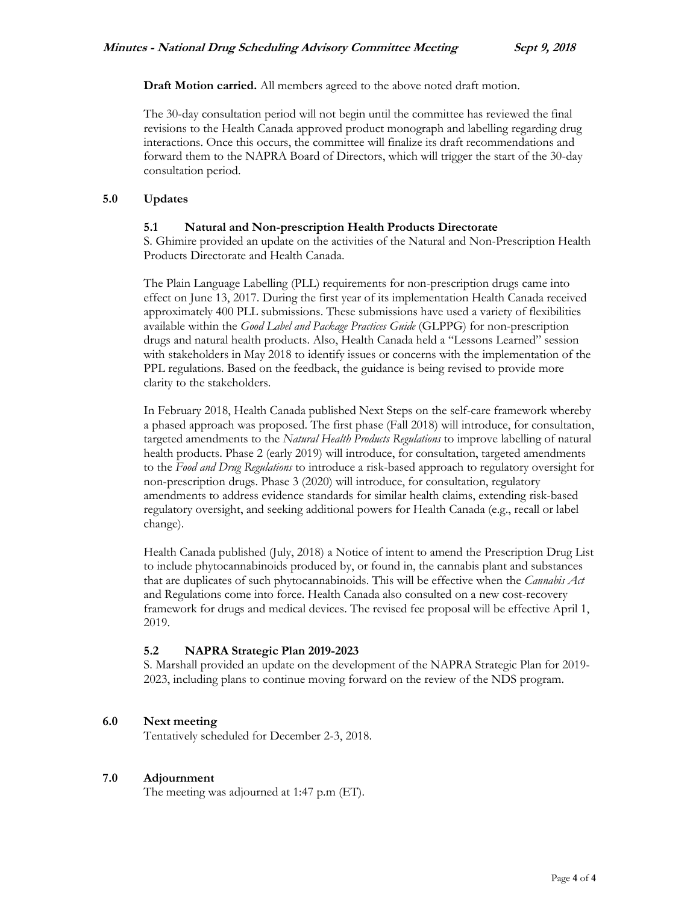**Draft Motion carried.** All members agreed to the above noted draft motion.

The 30-day consultation period will not begin until the committee has reviewed the final revisions to the Health Canada approved product monograph and labelling regarding drug interactions. Once this occurs, the committee will finalize its draft recommendations and forward them to the NAPRA Board of Directors, which will trigger the start of the 30-day consultation period.

## 5.0 Updates

### 5.1 Natural and Non-prescription Health Products Directorate

S. Ghimire provided an update on the activities of the Natural and Non-Prescription Health Products Directorate and Health Canada.

The Plain Language Labelling (PLL) requirements for non-prescription drugs came into effect on June 13, 2017. During the first year of its implementation Health Canada received approximately 400 PLL submissions. These submissions have used a variety of flexibilities available within the *Good Label and Package Practices Guide* (GLPPG) for non-prescription drugs and natural health products. Also, Health Canada held a "Lessons Learned" session with stakeholders in May 2018 to identify issues or concerns with the implementation of the PPL regulations. Based on the feedback, the guidance is being revised to provide more clarity to the stakeholders.

In February 2018, Health Canada published Next Steps on the self-care framework whereby a phased approach was proposed. The first phase (Fall 2018) will introduce, for consultation, targeted amendments to the *Natural Health Products Regulations* to improve labelling of natural health products. Phase 2 (early 2019) will introduce, for consultation, targeted amendments to the *Food and Drug Regulations* to introduce a risk-based approach to regulatory oversight for non-prescription drugs. Phase 3 (2020) will introduce, for consultation, regulatory amendments to address evidence standards for similar health claims, extending risk-based regulatory oversight, and seeking additional powers for Health Canada (e.g., recall or label change).

Health Canada published (July, 2018) a Notice of intent to amend the Prescription Drug List to include phytocannabinoids produced by, or found in, the cannabis plant and substances that are duplicates of such phytocannabinoids. This will be effective when the *Cannabis Act* and Regulations come into force. Health Canada also consulted on a new cost-recovery framework for drugs and medical devices. The revised fee proposal will be effective April 1, 2019.

### 5.2 NAPRA Strategic Plan 2019-2023

S. Marshall provided an update on the development of the NAPRA Strategic Plan for 2019-2023, including plans to continue moving forward on the review of the NDS program.

## 6.0 Next meeting

Tentatively scheduled for December 2-3, 2018.

## 7.0 Adjournment

The meeting was adjourned at 1:47 p.m (ET).